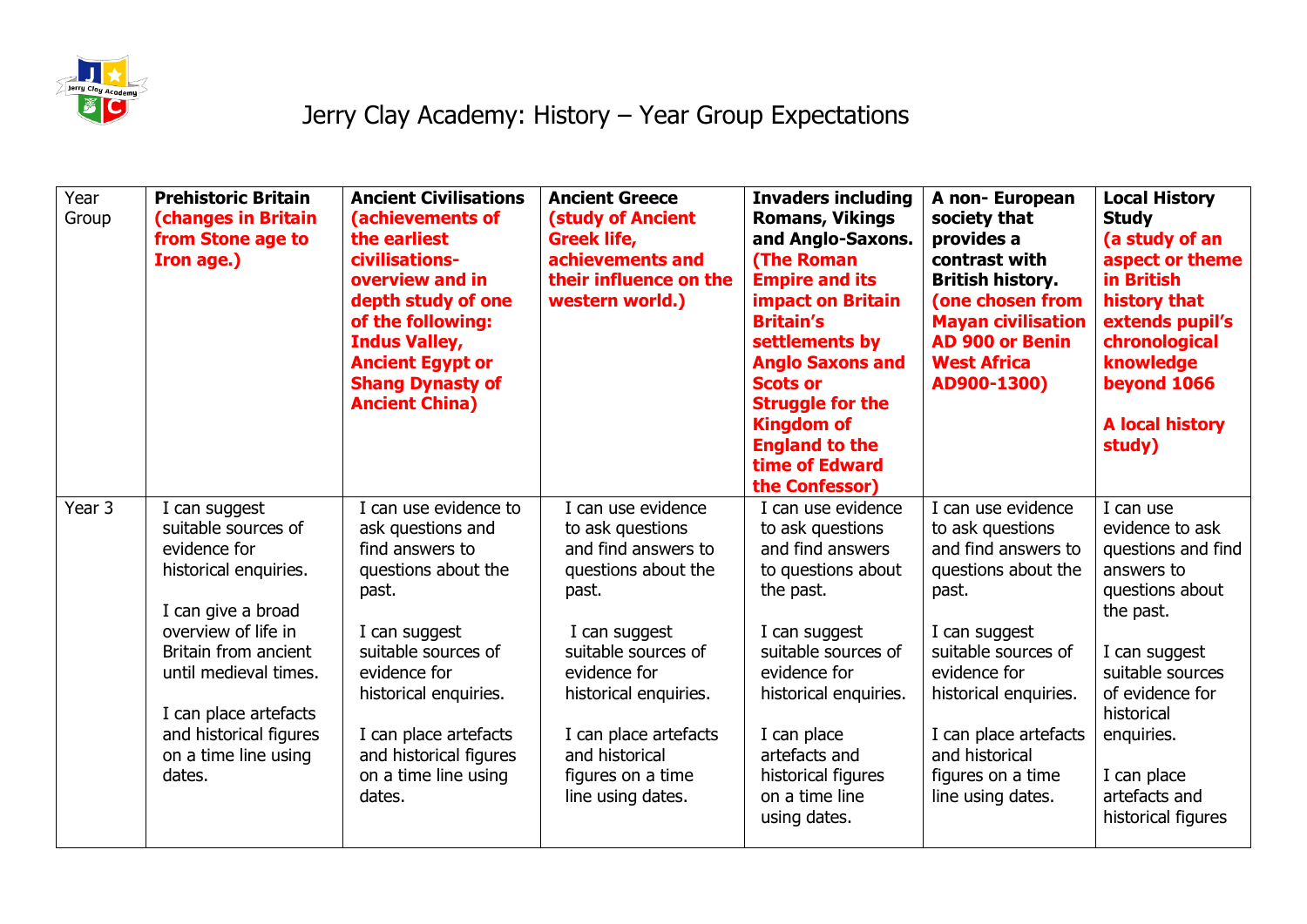# Jerry Clay Academy: History – Year Group Expectations

| Year Group | **Prehistoric Britain (changes in Britain from Stone age to Iron age.)** | **Ancient Civilisations (achievements of the earliest civilisations- overview and in depth study of one of the following: Indus Valley, Ancient Egypt or Shang Dynasty of Ancient China)** | **Ancient Greece (study of Ancient Greek life, achievements and their influence on the western world.)** | **Invaders including Romans, Vikings and Anglo-Saxons. (The Roman Empire and its impact on Britain Britain's settlements by Anglo Saxons and Scots or Struggle for the Kingdom of England to the time of Edward the Confessor)** | **A non- European society that provides a contrast with British history. (one chosen from Mayan civilisation AD 900 or Benin West Africa AD900-1300)** | **Local History Study (a study of an aspect or theme in British history that extends pupil's chronological knowledge beyond 1066<br><br>A local history study)** |
|---|---|---|---|---|---|---|
| Year 3 | I can suggest suitable sources of evidence for historical enquiries.<br><br>I can give a broad overview of life in Britain from ancient until medieval times.<br><br>I can place artefacts and historical figures on a time line using dates. | I can use evidence to ask questions and find answers to questions about the past.<br><br>I can suggest suitable sources of evidence for historical enquiries.<br><br>I can place artefacts and historical figures on a time line using dates. | I can use evidence to ask questions and find answers to questions about the past.<br><br>I can suggest suitable sources of evidence for historical enquiries.<br><br>I can place artefacts and historical figures on a time line using dates. | I can use evidence to ask questions and find answers to questions about the past.<br><br>I can suggest suitable sources of evidence for historical enquiries.<br><br>I can place artefacts and historical figures on a time line using dates. | I can use evidence to ask questions and find answers to questions about the past.<br><br>I can suggest suitable sources of evidence for historical enquiries.<br><br>I can place artefacts and historical figures on a time line using dates. | I can use evidence to ask questions and find answers to questions about the past.<br><br>I can suggest suitable sources of evidence for historical enquiries.<br><br>I can place artefacts and historical figures |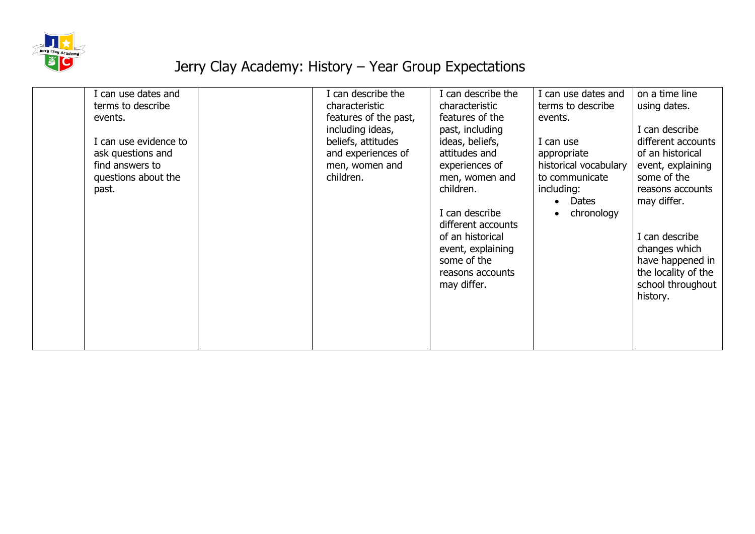# Jerry Clay Academy: History – Year Group Expectations

| | | | | | | |
|---|---|---|---|---|---|---|
| | I can use dates and terms to describe events.<br><br>I can use evidence to ask questions and find answers to questions about the past. | | I can describe the characteristic features of the past, including ideas, beliefs, attitudes and experiences of men, women and children. | I can describe the characteristic features of the past, including ideas, beliefs, attitudes and experiences of men, women and children.<br><br>I can describe different accounts of an historical event, explaining some of the reasons accounts may differ. | I can use dates and terms to describe events.<br><br>I can use appropriate historical vocabulary to communicate including:<br>• Dates<br>• chronology | on a time line using dates.<br><br>I can describe different accounts of an historical event, explaining some of the reasons accounts may differ.<br><br>I can describe changes which have happened in the locality of the school throughout history. |